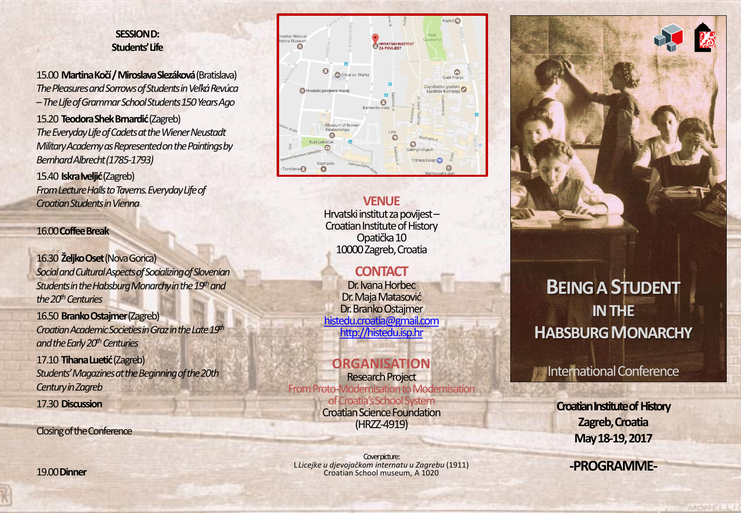## SESSION D:
## Students' Life

15.00 **Martina Kočí / Miroslava Slezáková** (Bratislava)
*The Pleasures and Sorrows of Students in Veľká Revúca – The Life of Grammar School Students 150 Years Ago*

15.20 **Teodora Shek Brnardić** (Zagreb)
*The Everyday Life of Cadets at the Wiener Neustadt Military Academy as Represented on the Paintings by Bernhard Albrecht (1785-1793)*

15.40 **Iskra Iveljić** (Zagreb)
*From Lecture Halls to Taverns. Everyday Life of Croatian Students in Vienna*

16.00 **Coffee Break**

16.30 **Željko Oset** (Nova Gorica)
*Social and Cultural Aspects of Socializing of Slovenian Students in the Habsburg Monarchy in the 19th and the 20th Centuries*

16.50 **Branko Ostajmer** (Zagreb)
*Croatian Academic Societies in Graz in the Late 19th and the Early 20th Centuries*

17.10 **Tihana Luetić** (Zagreb)
*Students' Magazines at the Beginning of the 20th Century in Zagreb*

17.30 **Discussion**

Closing of the Conference

19.00 **Dinner**

## VENUE

Hrvatski institut za povijest –
Croatian Institute of History
Opatička 10
10000 Zagreb, Croatia

## CONTACT

Dr. Ivana Horbec
Dr. Maja Matasović
Dr. Branko Ostajmer
histedu.croatia@gmail.com
http://histedu.isp.hr

## ORGANISATION

Research Project
From Proto-Modernisation to Modernisation of Croatia's School System
Croatian Science Foundation
(HRZZ-4919)

Cover picture:
L *Licejke u djevojačkom internatu u Zagrebu* (1911)
Croatian School museum, A 1020

# BEING A STUDENT IN THE HABSBURG MONARCHY

International Conference

**Croatian Institute of History**
**Zagreb, Croatia**
**May 18-19, 2017**

**-PROGRAMME-**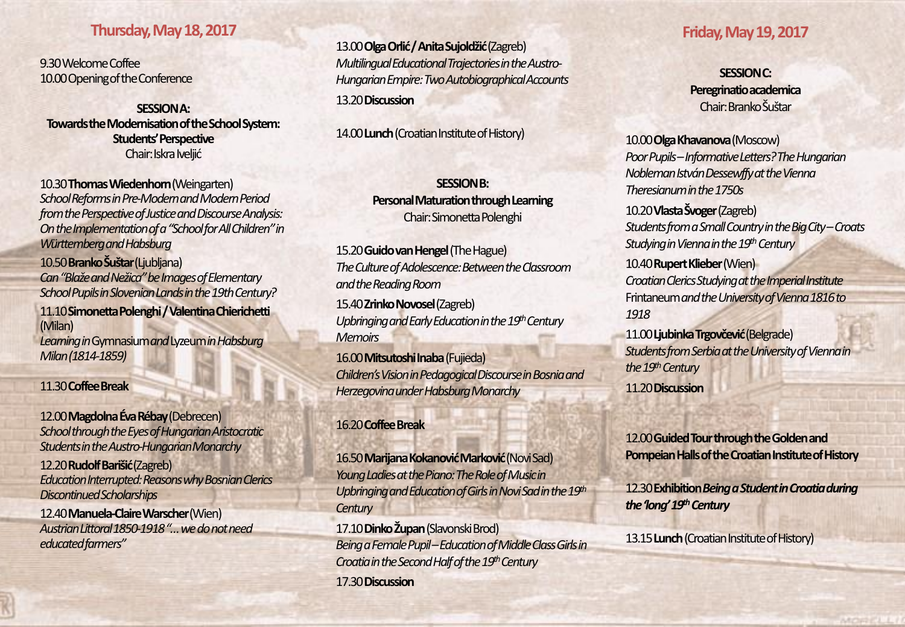## Thursday, May 18, 2017

9.30 Welcome Coffee
10.00 Opening of the Conference

**SESSION A:**
**Towards the Modernisation of the School System: Students' Perspective**
Chair: Iskra Iveljić

10.30 **Thomas Wiedenhorn** (Weingarten)
*School Reforms in Pre-Modern and Modern Period from the Perspective of Justice and Discourse Analysis: On the Implementation of a "School for All Children" in Württemberg and Habsburg*

10.50 **Branko Šuštar** (Ljubljana)
*Can "Blaže and Nežica" be Images of Elementary School Pupils in Slovenian Lands in the 19th Century?*

11.10 **Simonetta Polenghi / Valentina Chierichetti** (Milan)
*Learning in* Gymnasium *and* Lyzeum *in Habsburg Milan (1814-1859)*

11.30 **Coffee Break**

12.00 **Magdolna Éva Rébay** (Debrecen)
*School through the Eyes of Hungarian Aristocratic Students in the Austro-Hungarian Monarchy*

12.20 **Rudolf Barišić** (Zagreb)
*Education Interrupted: Reasons why Bosnian Clerics Discontinued Scholarships*

12.40 **Manuela-Claire Warscher** (Wien)
*Austrian Littoral 1850-1918 "… we do not need educated farmers"*

13.00 **Olga Orlić / Anita Sujoldžić** (Zagreb)
*Multilingual Educational Trajectories in the Austro-Hungarian Empire: Two Autobiographical Accounts*

13.20 **Discussion**

14.00 **Lunch** (Croatian Institute of History)

**SESSION B:**
**Personal Maturation through Learning**
Chair: Simonetta Polenghi

15.20 **Guido van Hengel** (The Hague)
*The Culture of Adolescence: Between the Classroom and the Reading Room*

15.40 **Zrinko Novosel** (Zagreb)
*Upbringing and Early Education in the 19th Century Memoirs*

16.00 **Mitsutoshi Inaba** (Fujieda)
*Children's Vision in Pedagogical Discourse in Bosnia and Herzegovina under Habsburg Monarchy*

16.20 **Coffee Break**

16.50 **Marijana Kokanović Marković** (Novi Sad)
*Young Ladies at the Piano: The Role of Music in Upbringing and Education of Girls in Novi Sad in the 19th Century*

17.10 **Dinko Župan** (Slavonski Brod)
*Being a Female Pupil – Education of Middle Class Girls in Croatia in the Second Half of the 19th Century*

17.30 **Discussion**

## Friday, May 19, 2017

**SESSION C:**
**Peregrinatio academica**
Chair: Branko Šuštar

10.00 **Olga Khavanova** (Moscow)
*Poor Pupils – Informative Letters? The Hungarian Nobleman István Dessewffy at the Vienna Theresianum in the 1750s*

10.20 **Vlasta Švoger** (Zagreb)
*Students from a Small Country in the Big City – Croats Studying in Vienna in the 19th Century*

10.40 **Rupert Klieber** (Wien)
*Croatian Clerics Studying at the Imperial Institute* Frintaneum *and the University of Vienna 1816 to 1918*

11.00 **Ljubinka Trgovčević** (Belgrade)
*Students from Serbia at the University of Vienna in the 19th Century*

11.20 **Discussion**

12.00 **Guided Tour through the Golden and Pompeian Halls of the Croatian Institute of History**

12.30 **Exhibition *Being a Student in Croatia during the 'long' 19th Century***

13.15 **Lunch** (Croatian Institute of History)